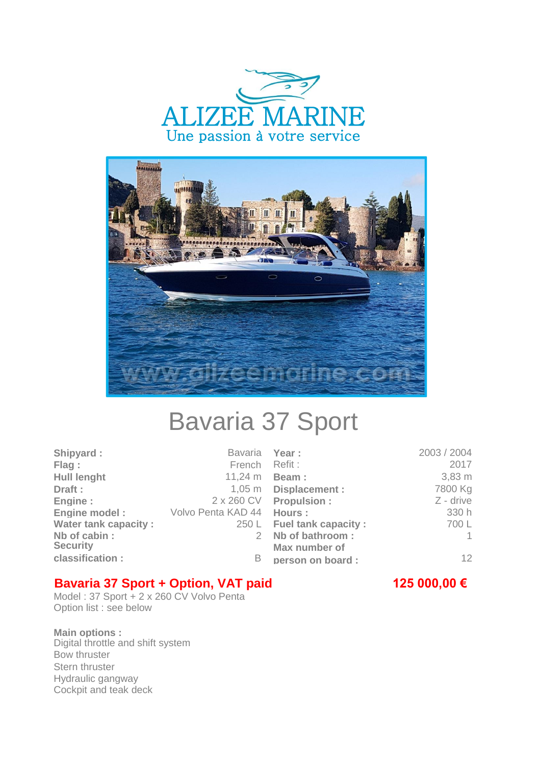ALIZEE MARINE

Une passion à votre service

# Bavaria 37 Sport

| | | | |
|---|---|---|---|
| **Shipyard :** | Bavaria | **Year :** | 2003 / 2004 |
| **Flag :** | French | Refit : | 2017 |
| **Hull lenght** | 11,24 m | **Beam :** | 3,83 m |
| **Draft :** | 1,05 m | **Displacement :** | 7800 Kg |
| **Engine :** | 2 x 260 CV | **Propulsion :** | Z - drive |
| **Engine model :** | Volvo Penta KAD 44 | **Hours :** | 330 h |
| **Water tank capacity :** | 250 L | **Fuel tank capacity :** | 700 L |
| **Nb of cabin :** | 2 | **Nb of bathroom :** | 1 |
| **Security classification :** | B | **Max number of person on board :** | 12 |

**Bavaria 37 Sport + Option, VAT paid** **125 000,00 €**

Model : 37 Sport + 2 x 260 CV Volvo Penta
Option list : see below

**Main options :**
Digital throttle and shift system
Bow thruster
Stern thruster
Hydraulic gangway
Cockpit and teak deck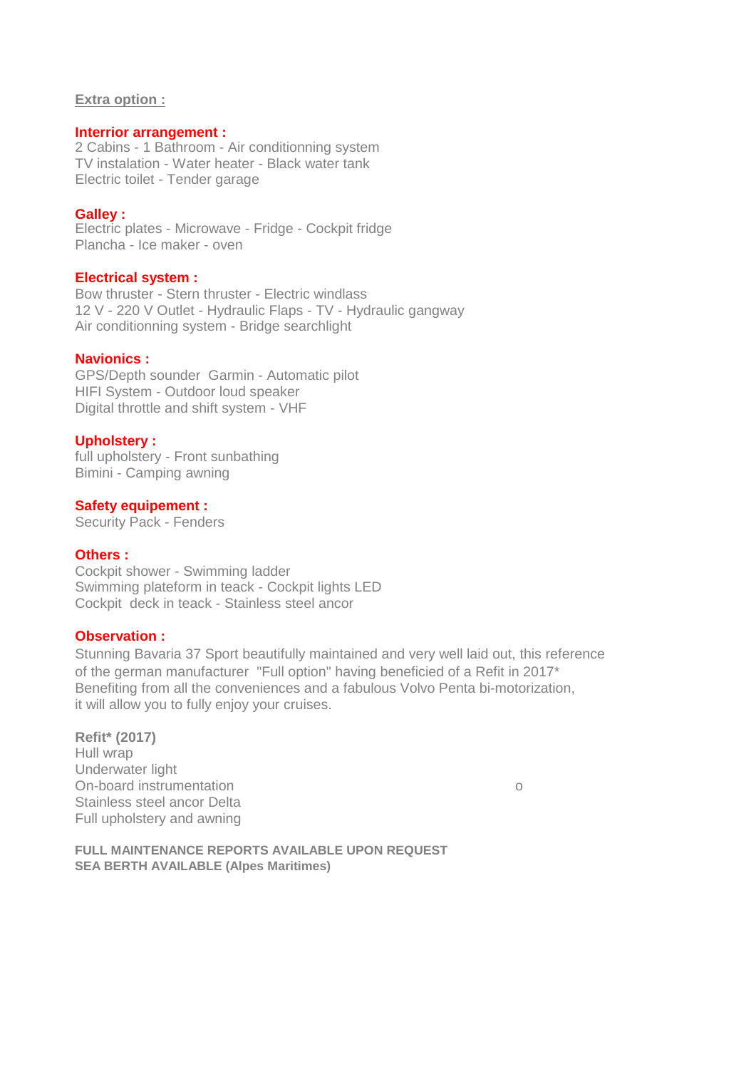**Extra option :**

**Interrior arrangement :**
2 Cabins - 1 Bathroom - Air conditionning system
TV instalation - Water heater - Black water tank
Electric toilet - Tender garage

**Galley :**
Electric plates - Microwave - Fridge - Cockpit fridge
Plancha - Ice maker - oven

**Electrical system :**
Bow thruster - Stern thruster - Electric windlass
12 V - 220 V Outlet - Hydraulic Flaps - TV - Hydraulic gangway
Air conditionning system - Bridge searchlight

**Navionics :**
GPS/Depth sounder Garmin - Automatic pilot
HIFI System - Outdoor loud speaker
Digital throttle and shift system - VHF

**Upholstery :**
full upholstery - Front sunbathing
Bimini - Camping awning

**Safety equipement :**
Security Pack - Fenders

**Others :**
Cockpit shower - Swimming ladder
Swimming plateform in teack - Cockpit lights LED
Cockpit deck in teack - Stainless steel ancor

**Observation :**
Stunning Bavaria 37 Sport beautifully maintained and very well laid out, this reference of the german manufacturer "Full option" having beneficied of a Refit in 2017*
Benefiting from all the conveniences and a fabulous Volvo Penta bi-motorization,
it will allow you to fully enjoy your cruises.

**Refit* (2017)**
Hull wrap
Underwater light
On-board instrumentation o
Stainless steel ancor Delta
Full upholstery and awning

**FULL MAINTENANCE REPORTS AVAILABLE UPON REQUEST**
**SEA BERTH AVAILABLE (Alpes Maritimes)**